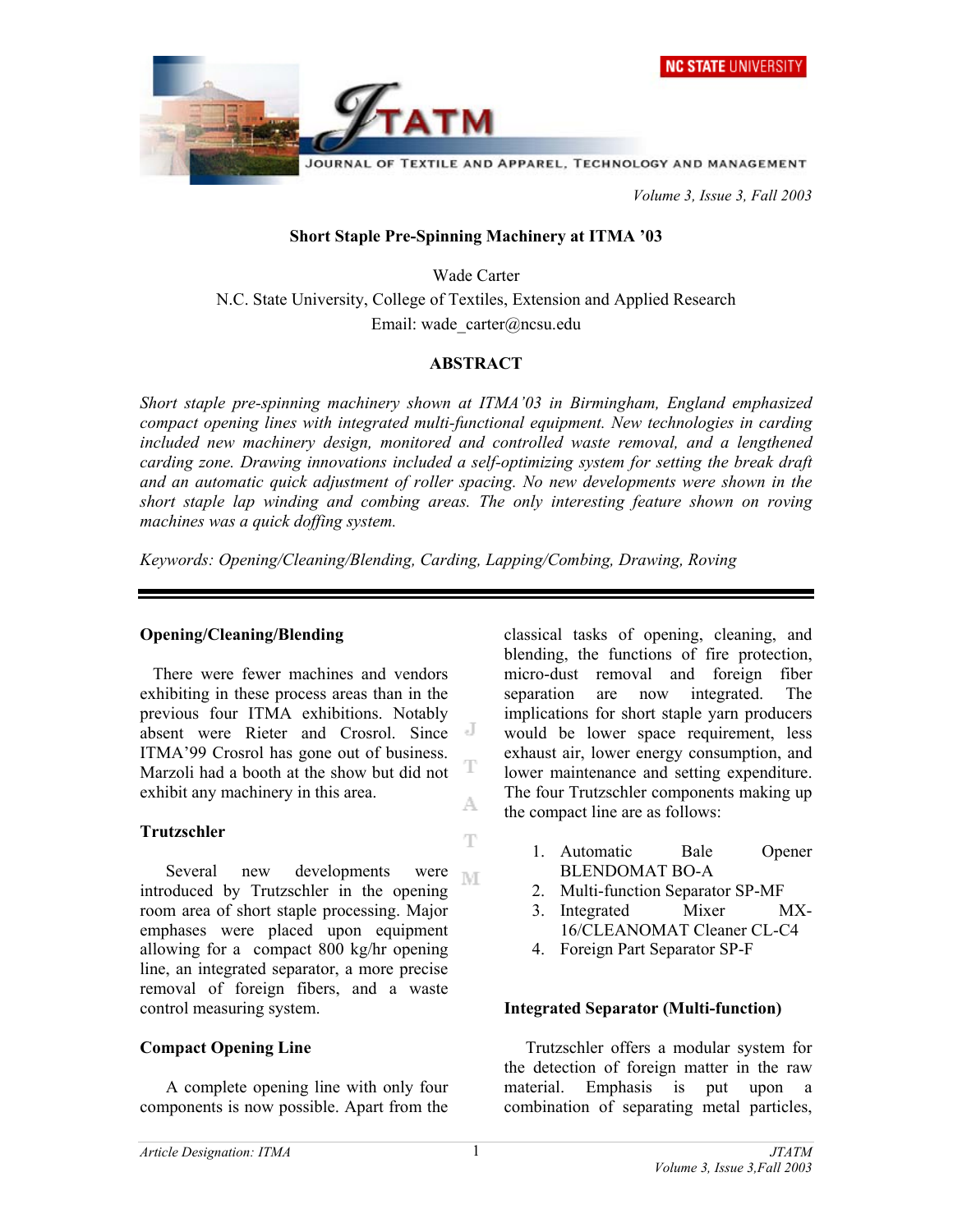# Short Staple Pre-Spinning Machinery at ITMA '03

Wade Carter
N.C. State University, College of Textiles, Extension and Applied Research
Email: wade_carter@ncsu.edu

## ABSTRACT

*Short staple pre-spinning machinery shown at ITMA'03 in Birmingham, England emphasized compact opening lines with integrated multi-functional equipment. New technologies in carding included new machinery design, monitored and controlled waste removal, and a lengthened carding zone. Drawing innovations included a self-optimizing system for setting the break draft and an automatic quick adjustment of roller spacing. No new developments were shown in the short staple lap winding and combing areas. The only interesting feature shown on roving machines was a quick doffing system.*

*Keywords: Opening/Cleaning/Blending, Carding, Lapping/Combing, Drawing, Roving*

---

### Opening/Cleaning/Blending

There were fewer machines and vendors exhibiting in these process areas than in the previous four ITMA exhibitions. Notably absent were Rieter and Crosrol. Since ITMA'99 Crosrol has gone out of business. Marzoli had a booth at the show but did not exhibit any machinery in this area.

### Trutzschler

Several new developments were introduced by Trutzschler in the opening room area of short staple processing. Major emphases were placed upon equipment allowing for a compact 800 kg/hr opening line, an integrated separator, a more precise removal of foreign fibers, and a waste control measuring system.

### Compact Opening Line

A complete opening line with only four components is now possible. Apart from the classical tasks of opening, cleaning, and blending, the functions of fire protection, micro-dust removal and foreign fiber separation are now integrated. The implications for short staple yarn producers would be lower space requirement, less exhaust air, lower energy consumption, and lower maintenance and setting expenditure. The four Trutzschler components making up the compact line are as follows:

1. Automatic Bale Opener BLENDOMAT BO-A
2. Multi-function Separator SP-MF
3. Integrated Mixer MX-16/CLEANOMAT Cleaner CL-C4
4. Foreign Part Separator SP-F

### Integrated Separator (Multi-function)

Trutzschler offers a modular system for the detection of foreign matter in the raw material. Emphasis is put upon a combination of separating metal particles,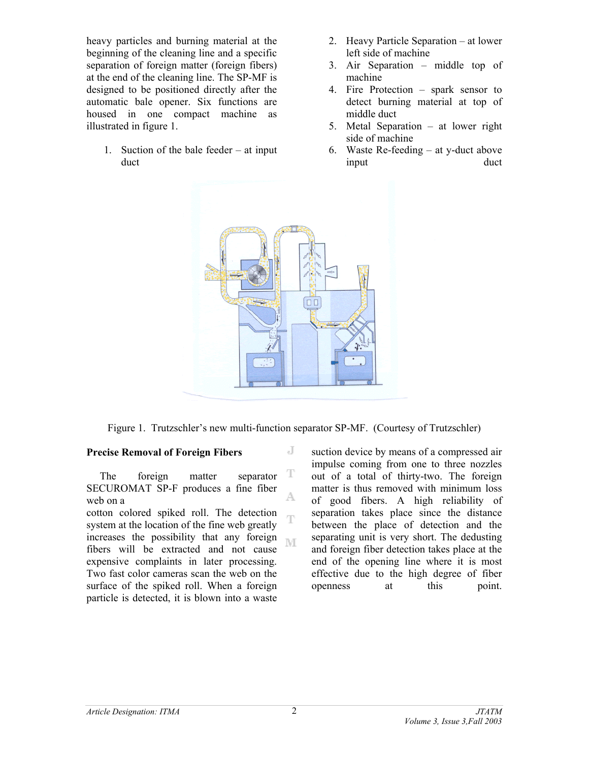heavy particles and burning material at the beginning of the cleaning line and a specific separation of foreign matter (foreign fibers) at the end of the cleaning line. The SP-MF is designed to be positioned directly after the automatic bale opener. Six functions are housed in one compact machine as illustrated in figure 1.

1. Suction of the bale feeder – at input duct
2. Heavy Particle Separation – at lower left side of machine
3. Air Separation – middle top of machine
4. Fire Protection – spark sensor to detect burning material at top of middle duct
5. Metal Separation – at lower right side of machine
6. Waste Re-feeding – at y-duct above input duct

Figure 1. Trutzschler's new multi-function separator SP-MF. (Courtesy of Trutzschler)

**Precise Removal of Foreign Fibers**

The foreign matter separator SECUROMAT SP-F produces a fine fiber web on a cotton colored spiked roll. The detection system at the location of the fine web greatly increases the possibility that any foreign fibers will be extracted and not cause expensive complaints in later processing. Two fast color cameras scan the web on the surface of the spiked roll. When a foreign particle is detected, it is blown into a waste suction device by means of a compressed air impulse coming from one to three nozzles out of a total of thirty-two. The foreign matter is thus removed with minimum loss of good fibers. A high reliability of separation takes place since the distance between the place of detection and the separating unit is very short. The dedusting and foreign fiber detection takes place at the end of the opening line where it is most effective due to the high degree of fiber openness at this point.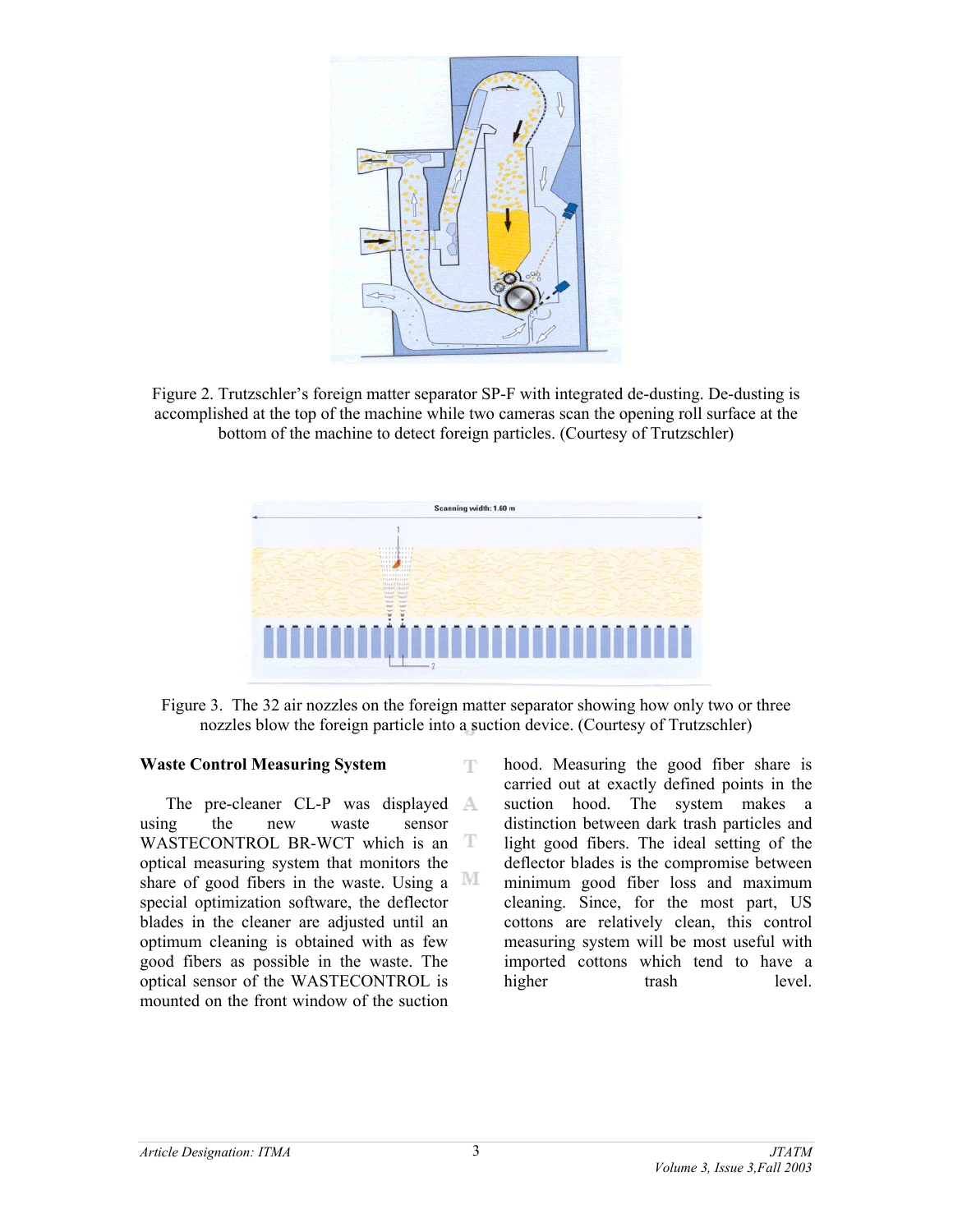Figure 2. Trutzschler's foreign matter separator SP-F with integrated de-dusting. De-dusting is accomplished at the top of the machine while two cameras scan the opening roll surface at the bottom of the machine to detect foreign particles. (Courtesy of Trutzschler)

Figure 3. The 32 air nozzles on the foreign matter separator showing how only two or three nozzles blow the foreign particle into a suction device. (Courtesy of Trutzschler)

**Waste Control Measuring System**

The pre-cleaner CL-P was displayed using the new waste sensor WASTECONTROL BR-WCT which is an optical measuring system that monitors the share of good fibers in the waste. Using a special optimization software, the deflector blades in the cleaner are adjusted until an optimum cleaning is obtained with as few good fibers as possible in the waste. The optical sensor of the WASTECONTROL is mounted on the front window of the suction hood. Measuring the good fiber share is carried out at exactly defined points in the suction hood. The system makes a distinction between dark trash particles and light good fibers. The ideal setting of the deflector blades is the compromise between minimum good fiber loss and maximum cleaning. Since, for the most part, US cottons are relatively clean, this control measuring system will be most useful with imported cottons which tend to have a higher trash level.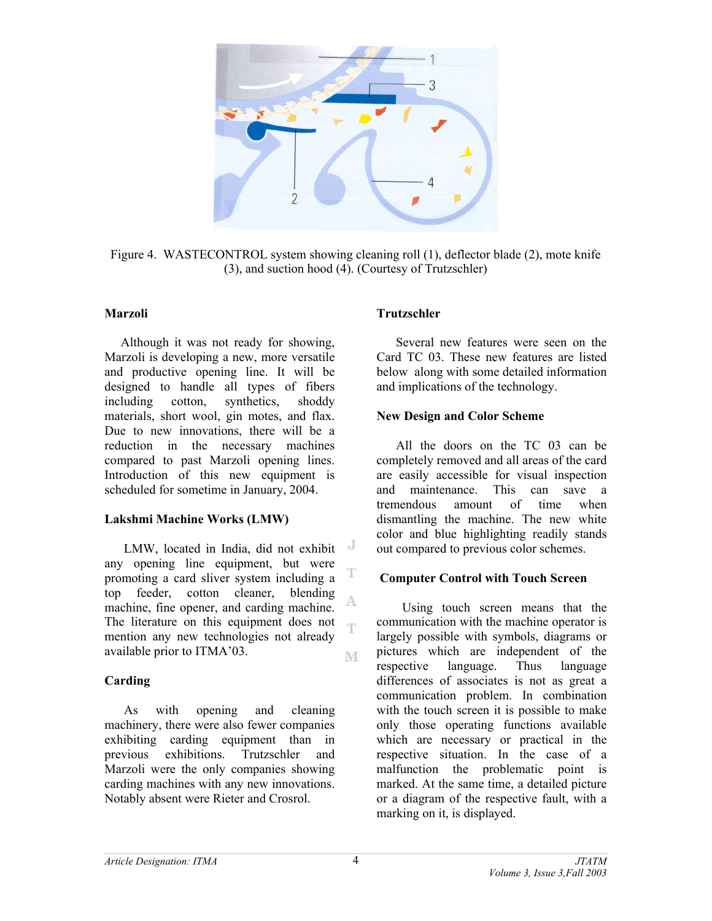Figure 4. WASTECONTROL system showing cleaning roll (1), deflector blade (2), mote knife (3), and suction hood (4). (Courtesy of Trutzschler)

### Marzoli

Although it was not ready for showing, Marzoli is developing a new, more versatile and productive opening line. It will be designed to handle all types of fibers including cotton, synthetics, shoddy materials, short wool, gin motes, and flax. Due to new innovations, there will be a reduction in the necessary machines compared to past Marzoli opening lines. Introduction of this new equipment is scheduled for sometime in January, 2004.

### Lakshmi Machine Works (LMW)

LMW, located in India, did not exhibit any opening line equipment, but were promoting a card sliver system including a top feeder, cotton cleaner, blending machine, fine opener, and carding machine. The literature on this equipment does not mention any new technologies not already available prior to ITMA'03.

### Carding

As with opening and cleaning machinery, there were also fewer companies exhibiting carding equipment than in previous exhibitions. Trutzschler and Marzoli were the only companies showing carding machines with any new innovations. Notably absent were Rieter and Crosrol.

### Trutzschler

Several new features were seen on the Card TC 03. These new features are listed below along with some detailed information and implications of the technology.

### New Design and Color Scheme

All the doors on the TC 03 can be completely removed and all areas of the card are easily accessible for visual inspection and maintenance. This can save a tremendous amount of time when dismantling the machine. The new white color and blue highlighting readily stands out compared to previous color schemes.

### Computer Control with Touch Screen

Using touch screen means that the communication with the machine operator is largely possible with symbols, diagrams or pictures which are independent of the respective language. Thus language differences of associates is not as great a communication problem. In combination with the touch screen it is possible to make only those operating functions available which are necessary or practical in the respective situation. In the case of a malfunction the problematic point is marked. At the same time, a detailed picture or a diagram of the respective fault, with a marking on it, is displayed.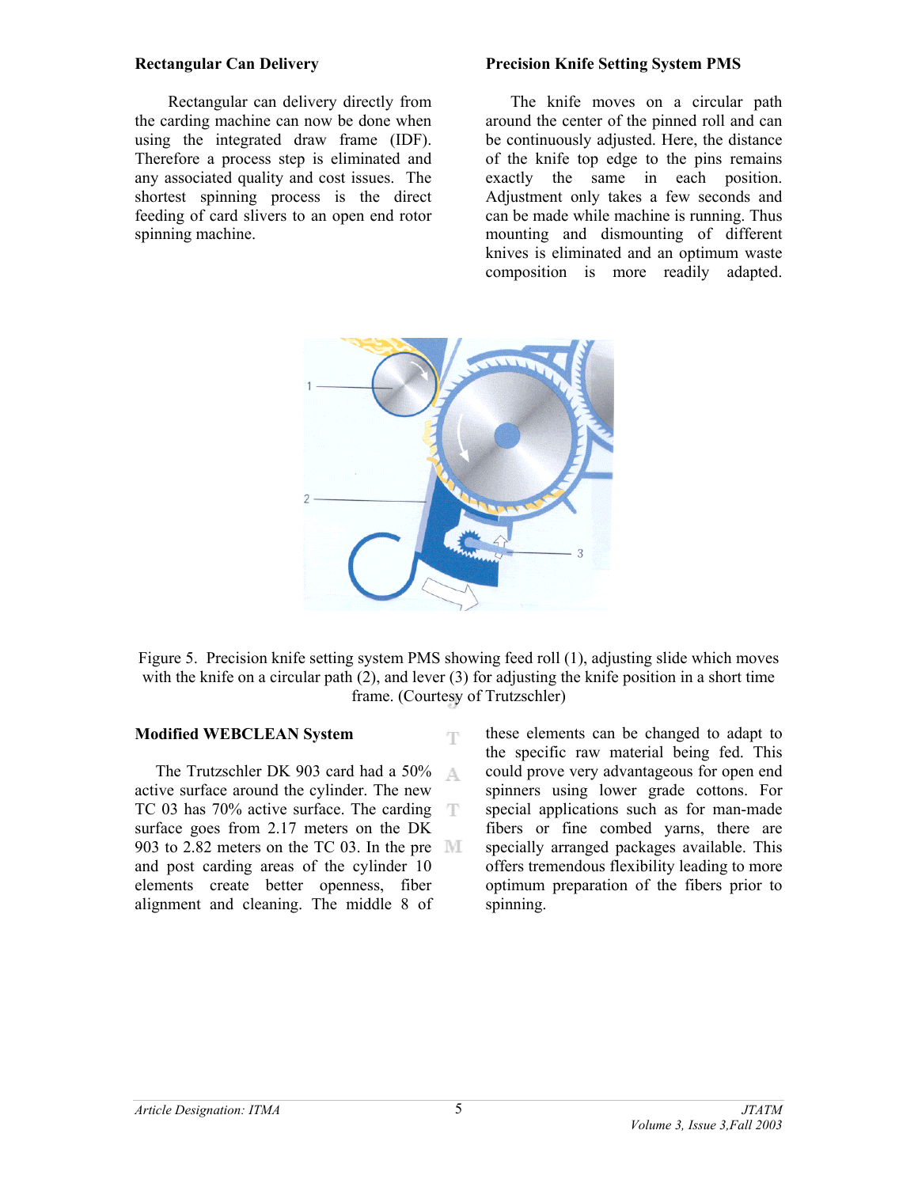### Rectangular Can Delivery

Rectangular can delivery directly from the carding machine can now be done when using the integrated draw frame (IDF). Therefore a process step is eliminated and any associated quality and cost issues. The shortest spinning process is the direct feeding of card slivers to an open end rotor spinning machine.

### Precision Knife Setting System PMS

The knife moves on a circular path around the center of the pinned roll and can be continuously adjusted. Here, the distance of the knife top edge to the pins remains exactly the same in each position. Adjustment only takes a few seconds and can be made while machine is running. Thus mounting and dismounting of different knives is eliminated and an optimum waste composition is more readily adapted.

Figure 5. Precision knife setting system PMS showing feed roll (1), adjusting slide which moves with the knife on a circular path (2), and lever (3) for adjusting the knife position in a short time frame. (Courtesy of Trutzschler)

### Modified WEBCLEAN System

The Trutzschler DK 903 card had a 50% active surface around the cylinder. The new TC 03 has 70% active surface. The carding surface goes from 2.17 meters on the DK 903 to 2.82 meters on the TC 03. In the pre and post carding areas of the cylinder 10 elements create better openness, fiber alignment and cleaning. The middle 8 of these elements can be changed to adapt to the specific raw material being fed. This could prove very advantageous for open end spinners using lower grade cottons. For special applications such as for man-made fibers or fine combed yarns, there are specially arranged packages available. This offers tremendous flexibility leading to more optimum preparation of the fibers prior to spinning.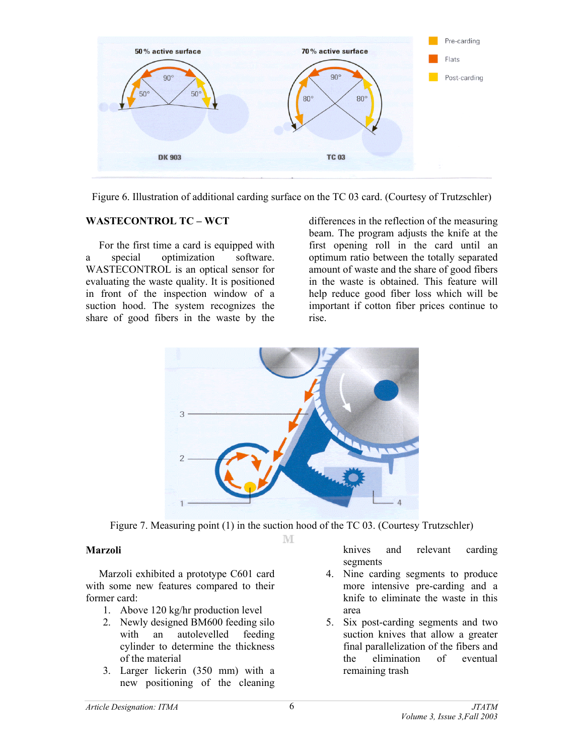Figure 6. Illustration of additional carding surface on the TC 03 card. (Courtesy of Trutzschler)

### WASTECONTROL TC – WCT

For the first time a card is equipped with a special optimization software. WASTECONTROL is an optical sensor for evaluating the waste quality. It is positioned in front of the inspection window of a suction hood. The system recognizes the share of good fibers in the waste by the differences in the reflection of the measuring beam. The program adjusts the knife at the first opening roll in the card until an optimum ratio between the totally separated amount of waste and the share of good fibers in the waste is obtained. This feature will help reduce good fiber loss which will be important if cotton fiber prices continue to rise.

Figure 7. Measuring point (1) in the suction hood of the TC 03. (Courtesy Trutzschler)

### Marzoli

Marzoli exhibited a prototype C601 card with some new features compared to their former card:

1. Above 120 kg/hr production level
2. Newly designed BM600 feeding silo with an autolevelled feeding cylinder to determine the thickness of the material
3. Larger lickerin (350 mm) with a new positioning of the cleaning knives and relevant carding segments
4. Nine carding segments to produce more intensive pre-carding and a knife to eliminate the waste in this area
5. Six post-carding segments and two suction knives that allow a greater final parallelization of the fibers and the elimination of eventual remaining trash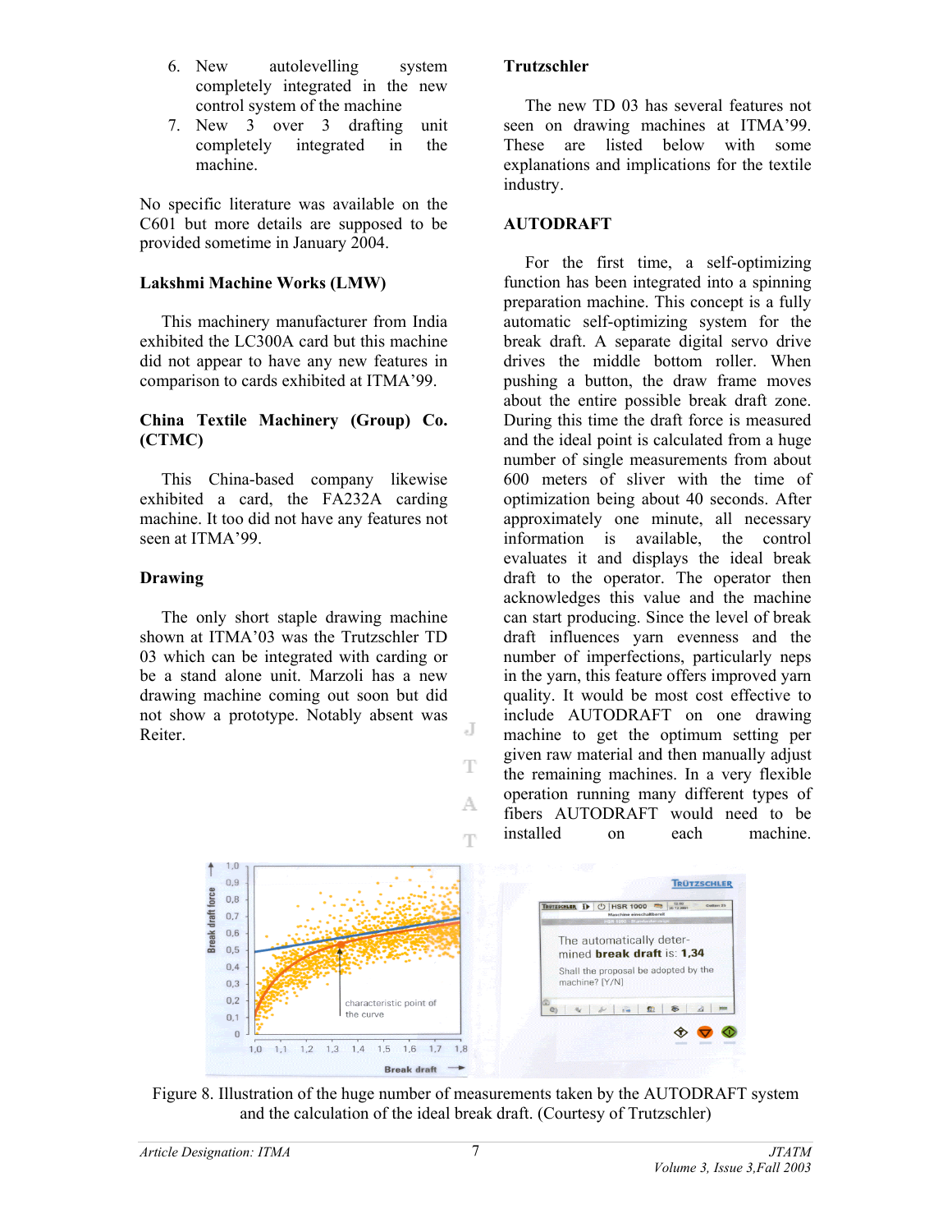6. New autolevelling system completely integrated in the new control system of the machine
7. New 3 over 3 drafting unit completely integrated in the machine.

No specific literature was available on the C601 but more details are supposed to be provided sometime in January 2004.

### Lakshmi Machine Works (LMW)

This machinery manufacturer from India exhibited the LC300A card but this machine did not appear to have any new features in comparison to cards exhibited at ITMA'99.

### China Textile Machinery (Group) Co. (CTMC)

This China-based company likewise exhibited a card, the FA232A carding machine. It too did not have any features not seen at ITMA'99.

## Drawing

The only short staple drawing machine shown at ITMA'03 was the Trutzschler TD 03 which can be integrated with carding or be a stand alone unit. Marzoli has a new drawing machine coming out soon but did not show a prototype. Notably absent was Reiter.

### Trutzschler

The new TD 03 has several features not seen on drawing machines at ITMA'99. These are listed below with some explanations and implications for the textile industry.

#### AUTODRAFT

For the first time, a self-optimizing function has been integrated into a spinning preparation machine. This concept is a fully automatic self-optimizing system for the break draft. A separate digital servo drive drives the middle bottom roller. When pushing a button, the draw frame moves about the entire possible break draft zone. During this time the draft force is measured and the ideal point is calculated from a huge number of single measurements from about 600 meters of sliver with the time of optimization being about 40 seconds. After approximately one minute, all necessary information is available, the control evaluates it and displays the ideal break draft to the operator. The operator then acknowledges this value and the machine can start producing. Since the level of break draft influences yarn evenness and the number of imperfections, particularly neps in the yarn, this feature offers improved yarn quality. It would be most cost effective to include AUTODRAFT on one drawing machine to get the optimum setting per given raw material and then manually adjust the remaining machines. In a very flexible operation running many different types of fibers AUTODRAFT would need to be installed on each machine.

Figure 8. Illustration of the huge number of measurements taken by the AUTODRAFT system and the calculation of the ideal break draft. (Courtesy of Trutzschler)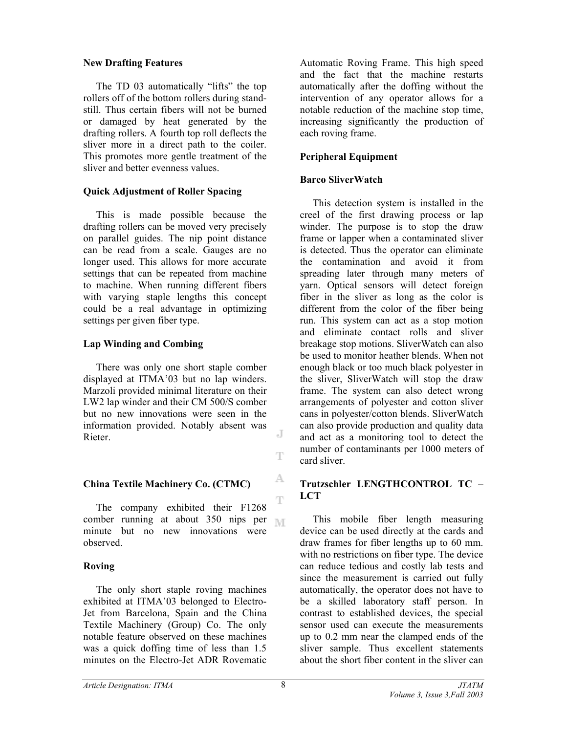**New Drafting Features**

The TD 03 automatically "lifts" the top rollers off of the bottom rollers during stand-still. Thus certain fibers will not be burned or damaged by heat generated by the drafting rollers. A fourth top roll deflects the sliver more in a direct path to the coiler. This promotes more gentle treatment of the sliver and better evenness values.

**Quick Adjustment of Roller Spacing**

This is made possible because the drafting rollers can be moved very precisely on parallel guides. The nip point distance can be read from a scale. Gauges are no longer used. This allows for more accurate settings that can be repeated from machine to machine. When running different fibers with varying staple lengths this concept could be a real advantage in optimizing settings per given fiber type.

**Lap Winding and Combing**

There was only one short staple comber displayed at ITMA'03 but no lap winders. Marzoli provided minimal literature on their LW2 lap winder and their CM 500/S comber but no new innovations were seen in the information provided. Notably absent was Rieter.

**China Textile Machinery Co. (CTMC)**

The company exhibited their F1268 comber running at about 350 nips per minute but no new innovations were observed.

**Roving**

The only short staple roving machines exhibited at ITMA'03 belonged to Electro-Jet from Barcelona, Spain and the China Textile Machinery (Group) Co. The only notable feature observed on these machines was a quick doffing time of less than 1.5 minutes on the Electro-Jet ADR Rovematic Automatic Roving Frame. This high speed and the fact that the machine restarts automatically after the doffing without the intervention of any operator allows for a notable reduction of the machine stop time, increasing significantly the production of each roving frame.

**Peripheral Equipment**

**Barco SliverWatch**

This detection system is installed in the creel of the first drawing process or lap winder. The purpose is to stop the draw frame or lapper when a contaminated sliver is detected. Thus the operator can eliminate the contamination and avoid it from spreading later through many meters of yarn. Optical sensors will detect foreign fiber in the sliver as long as the color is different from the color of the fiber being run. This system can act as a stop motion and eliminate contact rolls and sliver breakage stop motions. SliverWatch can also be used to monitor heather blends. When not enough black or too much black polyester in the sliver, SliverWatch will stop the draw frame. The system can also detect wrong arrangements of polyester and cotton sliver cans in polyester/cotton blends. SliverWatch can also provide production and quality data and act as a monitoring tool to detect the number of contaminants per 1000 meters of card sliver.

**Trutzschler LENGTHCONTROL TC – LCT**

This mobile fiber length measuring device can be used directly at the cards and draw frames for fiber lengths up to 60 mm. with no restrictions on fiber type. The device can reduce tedious and costly lab tests and since the measurement is carried out fully automatically, the operator does not have to be a skilled laboratory staff person. In contrast to established devices, the special sensor used can execute the measurements up to 0.2 mm near the clamped ends of the sliver sample. Thus excellent statements about the short fiber content in the sliver can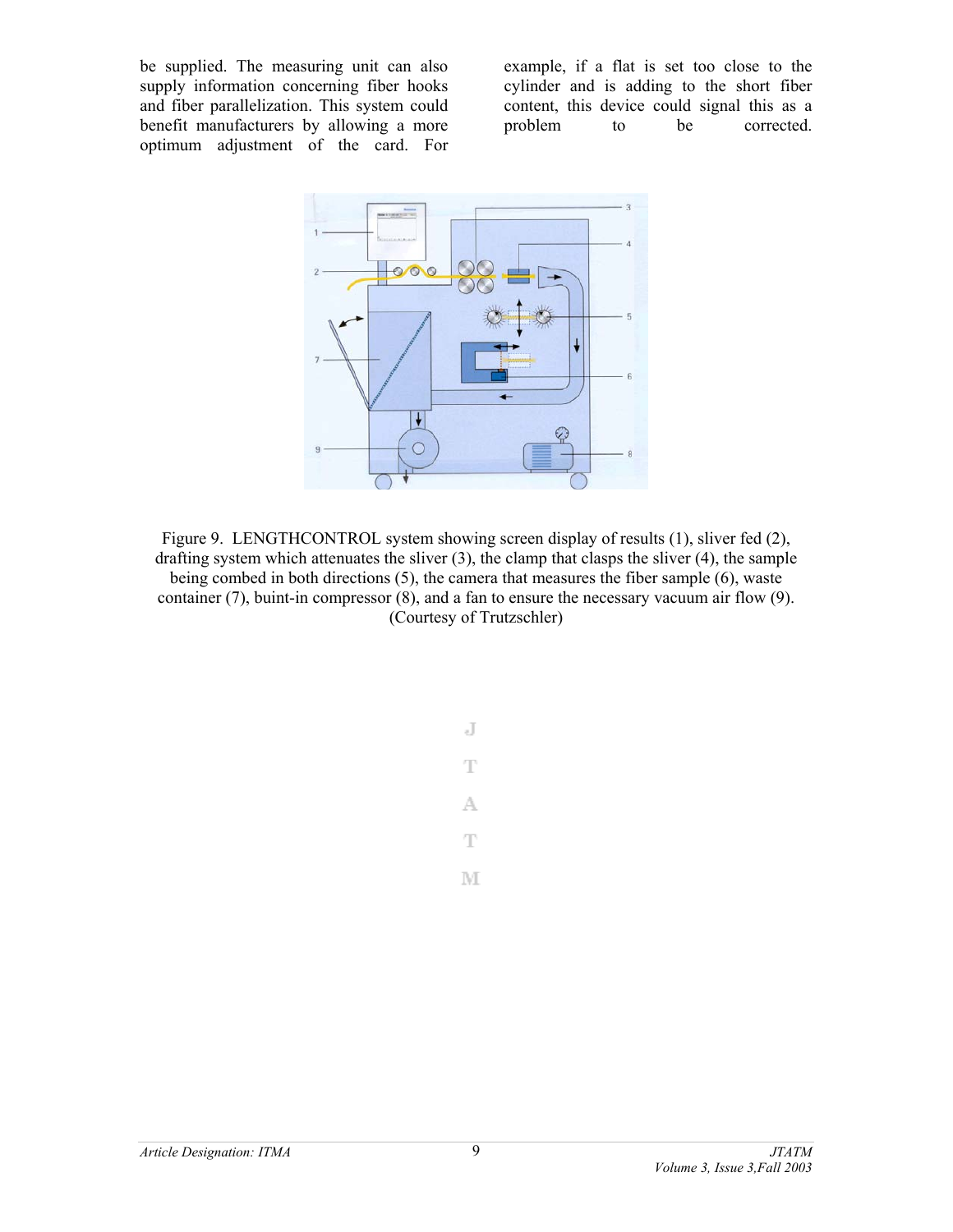be supplied. The measuring unit can also supply information concerning fiber hooks and fiber parallelization. This system could benefit manufacturers by allowing a more optimum adjustment of the card. For example, if a flat is set too close to the cylinder and is adding to the short fiber content, this device could signal this as a problem to be corrected.

1
2
3
4
5
6
7
8
9

Figure 9. LENGTHCONTROL system showing screen display of results (1), sliver fed (2), drafting system which attenuates the sliver (3), the clamp that clasps the sliver (4), the sample being combed in both directions (5), the camera that measures the fiber sample (6), waste container (7), buint-in compressor (8), and a fan to ensure the necessary vacuum air flow (9). (Courtesy of Trutzschler)